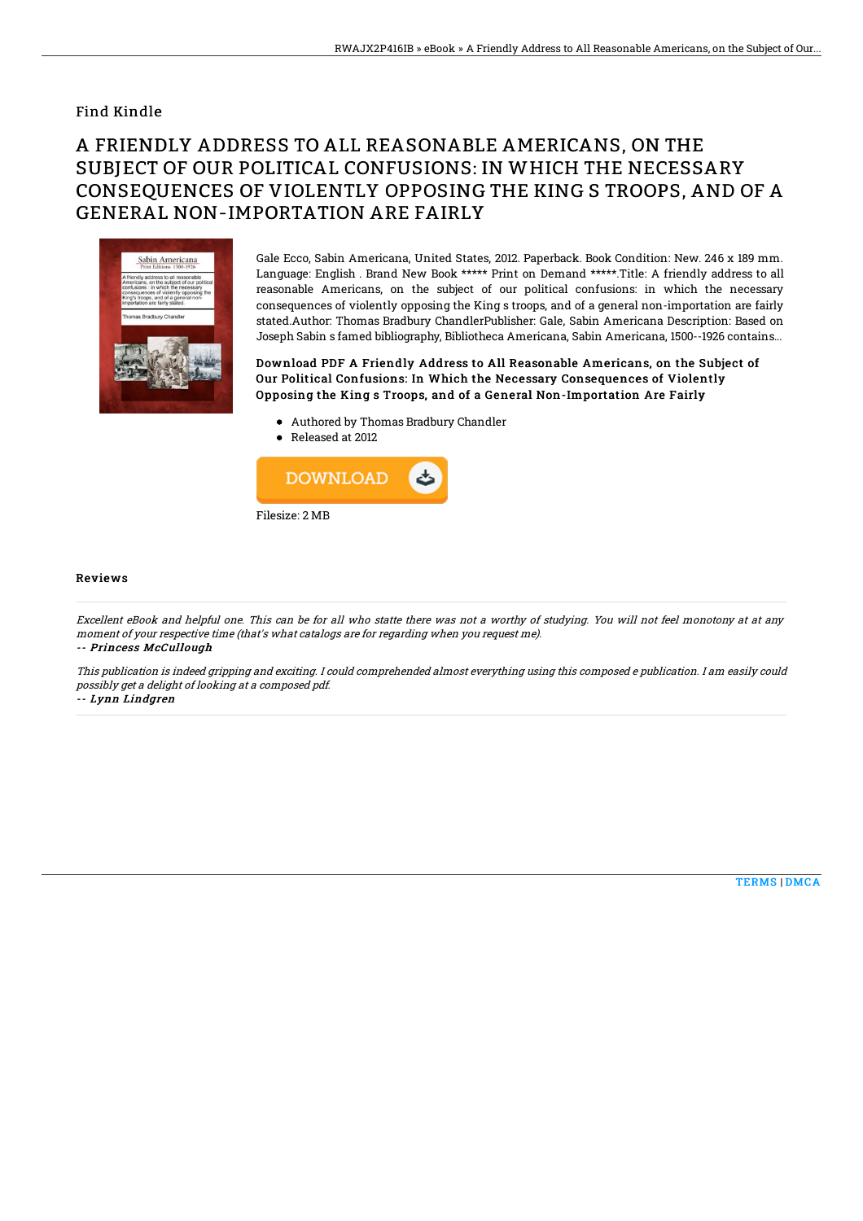Find Kindle

# A FRIENDLY ADDRESS TO ALL REASONABLE AMERICANS, ON THE SUBJECT OF OUR POLITICAL CONFUSIONS: IN WHICH THE NECESSARY CONSEQUENCES OF VIOLENTLY OPPOSING THE KING S TROOPS, AND OF A GENERAL NON-IMPORTATION ARE FAIRLY

Gale Ecco, Sabin Americana, United States, 2012. Paperback. Book Condition: New. 246 x 189 mm. Language: English . Brand New Book ***** Print on Demand *****.Title: A friendly address to all reasonable Americans, on the subject of our political confusions: in which the necessary consequences of violently opposing the King s troops, and of a general non-importation are fairly stated.Author: Thomas Bradbury ChandlerPublisher: Gale, Sabin Americana Description: Based on Joseph Sabin s famed bibliography, Bibliotheca Americana, Sabin Americana, 1500--1926 contains...

### Download PDF A Friendly Address to All Reasonable Americans, on the Subject of Our Political Confusions: In Which the Necessary Consequences of Violently Opposing the King s Troops, and of a General Non-Importation Are Fairly

- Authored by Thomas Bradbury Chandler
- Released at 2012

DOWNLOAD

Filesize: 2 MB

## Reviews

*Excellent eBook and helpful one. This can be for all who statte there was not a worthy of studying. You will not feel monotony at at any moment of your respective time (that's what catalogs are for regarding when you request me).*

*-- **Princess McCullough***

*This publication is indeed gripping and exciting. I could comprehended almost everything using this composed e publication. I am easily could possibly get a delight of looking at a composed pdf.*

*-- **Lynn Lindgren***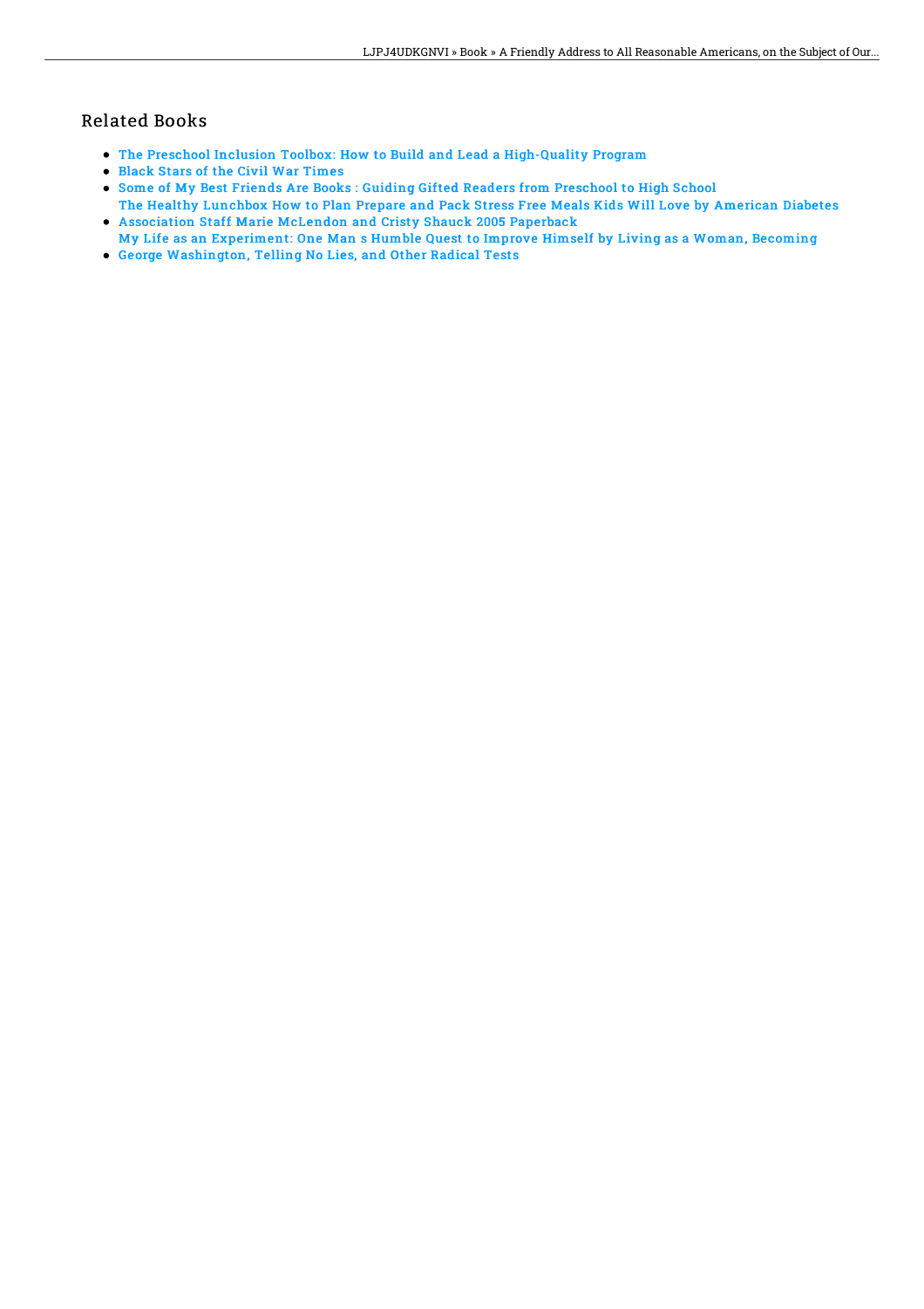## Related Books

- The Preschool Inclusion Toolbox: How to Build and Lead a High-Quality Program
- Black Stars of the Civil War Times
- Some of My Best Friends Are Books : Guiding Gifted Readers from Preschool to High School
  The Healthy Lunchbox How to Plan Prepare and Pack Stress Free Meals Kids Will Love by American Diabetes
- Association Staff Marie McLendon and Cristy Shauck 2005 Paperback
  My Life as an Experiment: One Man s Humble Quest to Improve Himself by Living as a Woman, Becoming
- George Washington, Telling No Lies, and Other Radical Tests